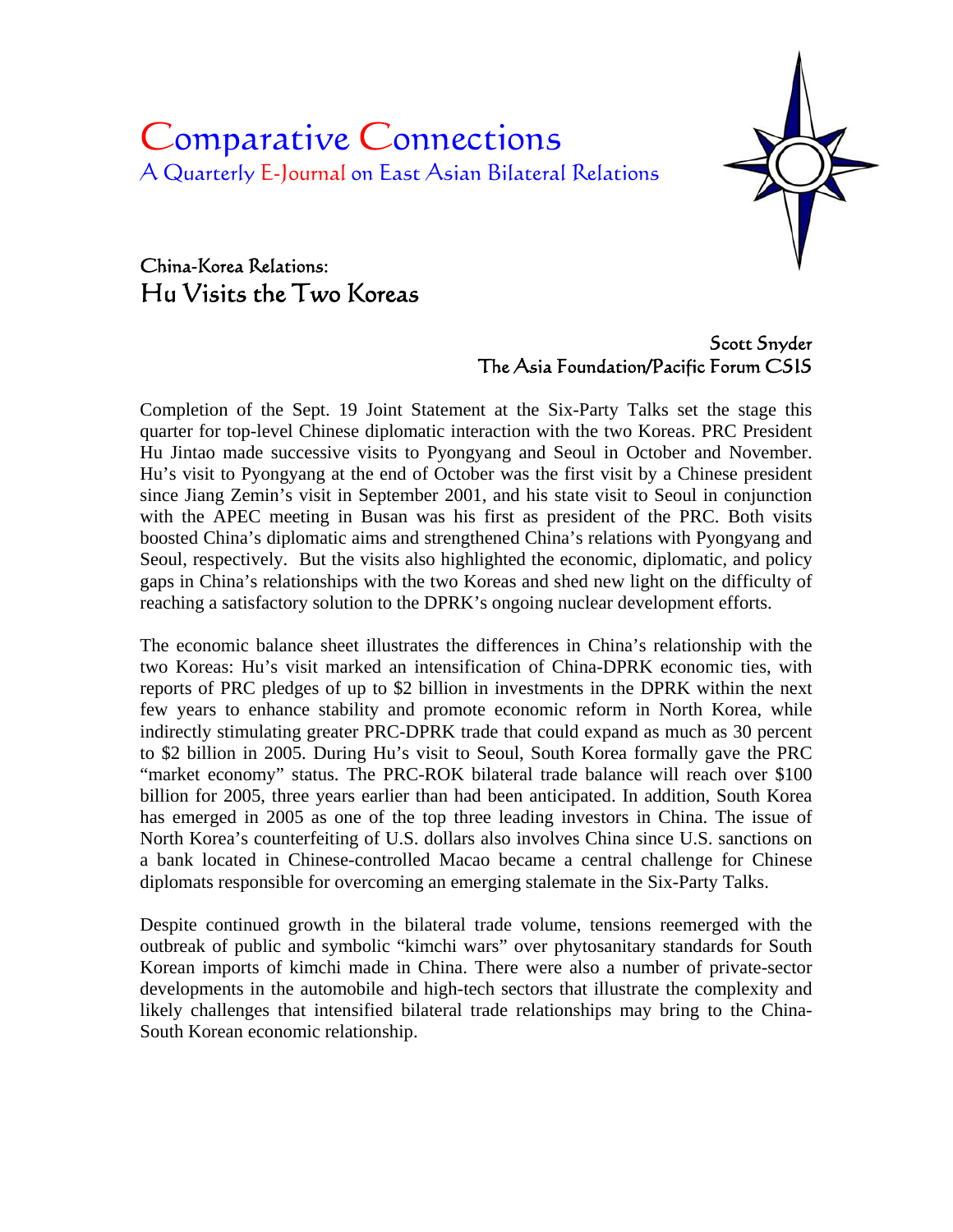# Comparative Connections

A Quarterly E-Journal on East Asian Bilateral Relations

## China-Korea Relations:
## Hu Visits the Two Koreas

Scott Snyder
The Asia Foundation/Pacific Forum CSIS

Completion of the Sept. 19 Joint Statement at the Six-Party Talks set the stage this quarter for top-level Chinese diplomatic interaction with the two Koreas. PRC President Hu Jintao made successive visits to Pyongyang and Seoul in October and November. Hu's visit to Pyongyang at the end of October was the first visit by a Chinese president since Jiang Zemin's visit in September 2001, and his state visit to Seoul in conjunction with the APEC meeting in Busan was his first as president of the PRC. Both visits boosted China's diplomatic aims and strengthened China's relations with Pyongyang and Seoul, respectively. But the visits also highlighted the economic, diplomatic, and policy gaps in China's relationships with the two Koreas and shed new light on the difficulty of reaching a satisfactory solution to the DPRK's ongoing nuclear development efforts.

The economic balance sheet illustrates the differences in China's relationship with the two Koreas: Hu's visit marked an intensification of China-DPRK economic ties, with reports of PRC pledges of up to $2 billion in investments in the DPRK within the next few years to enhance stability and promote economic reform in North Korea, while indirectly stimulating greater PRC-DPRK trade that could expand as much as 30 percent to $2 billion in 2005. During Hu's visit to Seoul, South Korea formally gave the PRC "market economy" status. The PRC-ROK bilateral trade balance will reach over $100 billion for 2005, three years earlier than had been anticipated. In addition, South Korea has emerged in 2005 as one of the top three leading investors in China. The issue of North Korea's counterfeiting of U.S. dollars also involves China since U.S. sanctions on a bank located in Chinese-controlled Macao became a central challenge for Chinese diplomats responsible for overcoming an emerging stalemate in the Six-Party Talks.

Despite continued growth in the bilateral trade volume, tensions reemerged with the outbreak of public and symbolic "kimchi wars" over phytosanitary standards for South Korean imports of kimchi made in China. There were also a number of private-sector developments in the automobile and high-tech sectors that illustrate the complexity and likely challenges that intensified bilateral trade relationships may bring to the China-South Korean economic relationship.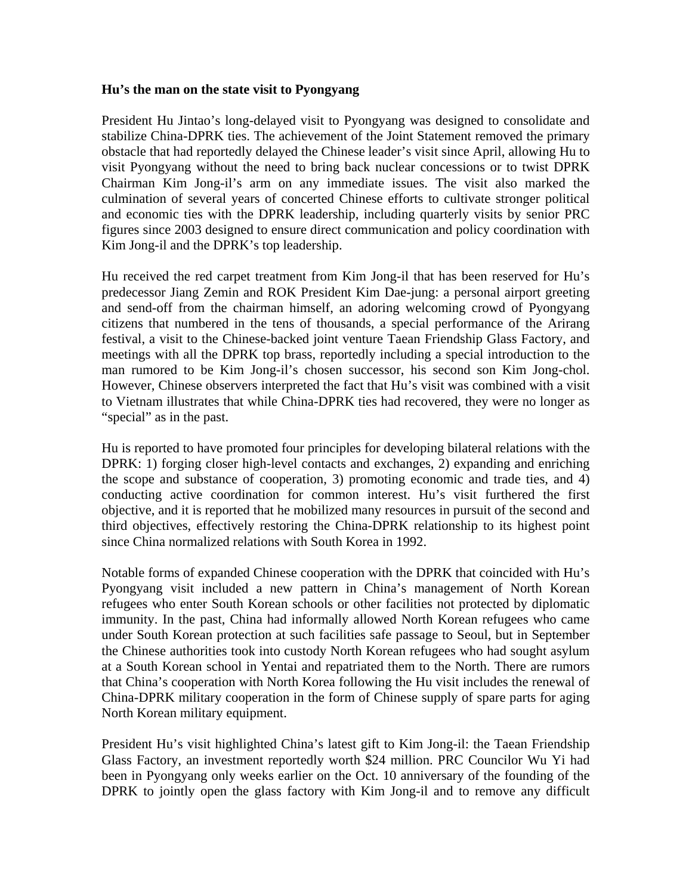**Hu's the man on the state visit to Pyongyang**

President Hu Jintao's long-delayed visit to Pyongyang was designed to consolidate and stabilize China-DPRK ties. The achievement of the Joint Statement removed the primary obstacle that had reportedly delayed the Chinese leader's visit since April, allowing Hu to visit Pyongyang without the need to bring back nuclear concessions or to twist DPRK Chairman Kim Jong-il's arm on any immediate issues. The visit also marked the culmination of several years of concerted Chinese efforts to cultivate stronger political and economic ties with the DPRK leadership, including quarterly visits by senior PRC figures since 2003 designed to ensure direct communication and policy coordination with Kim Jong-il and the DPRK's top leadership.

Hu received the red carpet treatment from Kim Jong-il that has been reserved for Hu's predecessor Jiang Zemin and ROK President Kim Dae-jung: a personal airport greeting and send-off from the chairman himself, an adoring welcoming crowd of Pyongyang citizens that numbered in the tens of thousands, a special performance of the Arirang festival, a visit to the Chinese-backed joint venture Taean Friendship Glass Factory, and meetings with all the DPRK top brass, reportedly including a special introduction to the man rumored to be Kim Jong-il's chosen successor, his second son Kim Jong-chol. However, Chinese observers interpreted the fact that Hu's visit was combined with a visit to Vietnam illustrates that while China-DPRK ties had recovered, they were no longer as "special" as in the past.

Hu is reported to have promoted four principles for developing bilateral relations with the DPRK: 1) forging closer high-level contacts and exchanges, 2) expanding and enriching the scope and substance of cooperation, 3) promoting economic and trade ties, and 4) conducting active coordination for common interest. Hu's visit furthered the first objective, and it is reported that he mobilized many resources in pursuit of the second and third objectives, effectively restoring the China-DPRK relationship to its highest point since China normalized relations with South Korea in 1992.

Notable forms of expanded Chinese cooperation with the DPRK that coincided with Hu's Pyongyang visit included a new pattern in China's management of North Korean refugees who enter South Korean schools or other facilities not protected by diplomatic immunity. In the past, China had informally allowed North Korean refugees who came under South Korean protection at such facilities safe passage to Seoul, but in September the Chinese authorities took into custody North Korean refugees who had sought asylum at a South Korean school in Yentai and repatriated them to the North. There are rumors that China's cooperation with North Korea following the Hu visit includes the renewal of China-DPRK military cooperation in the form of Chinese supply of spare parts for aging North Korean military equipment.

President Hu's visit highlighted China's latest gift to Kim Jong-il: the Taean Friendship Glass Factory, an investment reportedly worth $24 million. PRC Councilor Wu Yi had been in Pyongyang only weeks earlier on the Oct. 10 anniversary of the founding of the DPRK to jointly open the glass factory with Kim Jong-il and to remove any difficult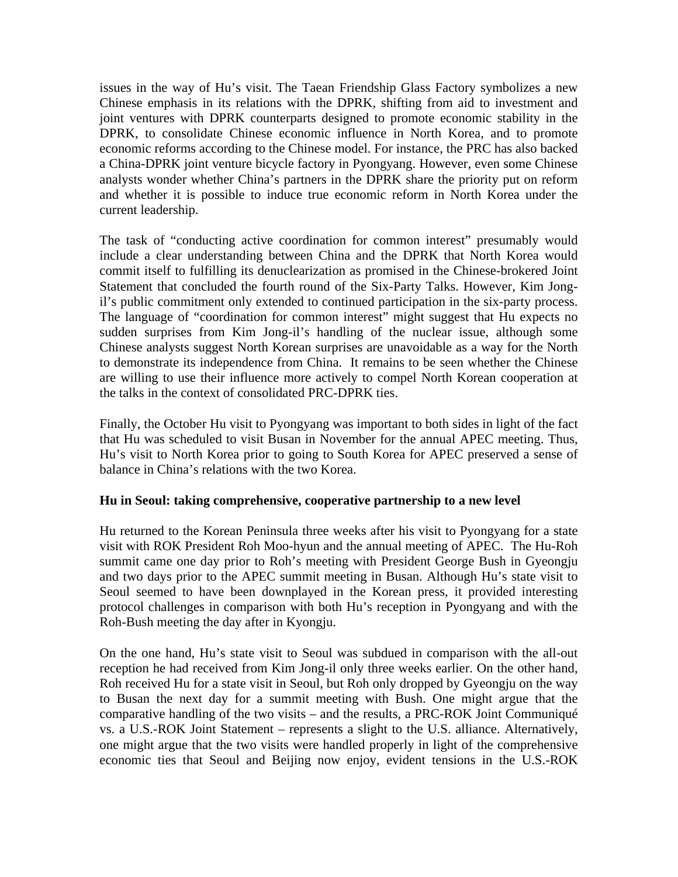issues in the way of Hu's visit. The Taean Friendship Glass Factory symbolizes a new Chinese emphasis in its relations with the DPRK, shifting from aid to investment and joint ventures with DPRK counterparts designed to promote economic stability in the DPRK, to consolidate Chinese economic influence in North Korea, and to promote economic reforms according to the Chinese model. For instance, the PRC has also backed a China-DPRK joint venture bicycle factory in Pyongyang. However, even some Chinese analysts wonder whether China's partners in the DPRK share the priority put on reform and whether it is possible to induce true economic reform in North Korea under the current leadership.

The task of "conducting active coordination for common interest" presumably would include a clear understanding between China and the DPRK that North Korea would commit itself to fulfilling its denuclearization as promised in the Chinese-brokered Joint Statement that concluded the fourth round of the Six-Party Talks. However, Kim Jong-il's public commitment only extended to continued participation in the six-party process. The language of "coordination for common interest" might suggest that Hu expects no sudden surprises from Kim Jong-il's handling of the nuclear issue, although some Chinese analysts suggest North Korean surprises are unavoidable as a way for the North to demonstrate its independence from China. It remains to be seen whether the Chinese are willing to use their influence more actively to compel North Korean cooperation at the talks in the context of consolidated PRC-DPRK ties.

Finally, the October Hu visit to Pyongyang was important to both sides in light of the fact that Hu was scheduled to visit Busan in November for the annual APEC meeting. Thus, Hu's visit to North Korea prior to going to South Korea for APEC preserved a sense of balance in China's relations with the two Korea.

**Hu in Seoul: taking comprehensive, cooperative partnership to a new level**

Hu returned to the Korean Peninsula three weeks after his visit to Pyongyang for a state visit with ROK President Roh Moo-hyun and the annual meeting of APEC. The Hu-Roh summit came one day prior to Roh's meeting with President George Bush in Gyeongju and two days prior to the APEC summit meeting in Busan. Although Hu's state visit to Seoul seemed to have been downplayed in the Korean press, it provided interesting protocol challenges in comparison with both Hu's reception in Pyongyang and with the Roh-Bush meeting the day after in Kyongju.

On the one hand, Hu's state visit to Seoul was subdued in comparison with the all-out reception he had received from Kim Jong-il only three weeks earlier. On the other hand, Roh received Hu for a state visit in Seoul, but Roh only dropped by Gyeongju on the way to Busan the next day for a summit meeting with Bush. One might argue that the comparative handling of the two visits – and the results, a PRC-ROK Joint Communiqué vs. a U.S.-ROK Joint Statement – represents a slight to the U.S. alliance. Alternatively, one might argue that the two visits were handled properly in light of the comprehensive economic ties that Seoul and Beijing now enjoy, evident tensions in the U.S.-ROK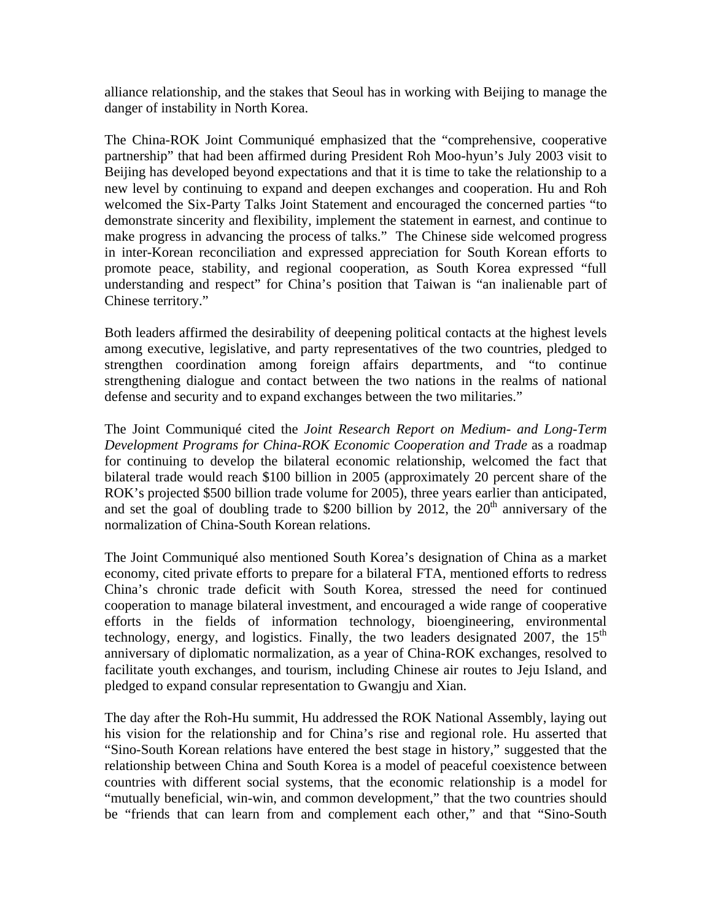alliance relationship, and the stakes that Seoul has in working with Beijing to manage the danger of instability in North Korea.

The China-ROK Joint Communiqué emphasized that the "comprehensive, cooperative partnership" that had been affirmed during President Roh Moo-hyun's July 2003 visit to Beijing has developed beyond expectations and that it is time to take the relationship to a new level by continuing to expand and deepen exchanges and cooperation. Hu and Roh welcomed the Six-Party Talks Joint Statement and encouraged the concerned parties "to demonstrate sincerity and flexibility, implement the statement in earnest, and continue to make progress in advancing the process of talks." The Chinese side welcomed progress in inter-Korean reconciliation and expressed appreciation for South Korean efforts to promote peace, stability, and regional cooperation, as South Korea expressed "full understanding and respect" for China's position that Taiwan is "an inalienable part of Chinese territory."

Both leaders affirmed the desirability of deepening political contacts at the highest levels among executive, legislative, and party representatives of the two countries, pledged to strengthen coordination among foreign affairs departments, and "to continue strengthening dialogue and contact between the two nations in the realms of national defense and security and to expand exchanges between the two militaries."

The Joint Communiqué cited the *Joint Research Report on Medium- and Long-Term Development Programs for China-ROK Economic Cooperation and Trade* as a roadmap for continuing to develop the bilateral economic relationship, welcomed the fact that bilateral trade would reach $100 billion in 2005 (approximately 20 percent share of the ROK's projected $500 billion trade volume for 2005), three years earlier than anticipated, and set the goal of doubling trade to $200 billion by 2012, the 20th anniversary of the normalization of China-South Korean relations.

The Joint Communiqué also mentioned South Korea's designation of China as a market economy, cited private efforts to prepare for a bilateral FTA, mentioned efforts to redress China's chronic trade deficit with South Korea, stressed the need for continued cooperation to manage bilateral investment, and encouraged a wide range of cooperative efforts in the fields of information technology, bioengineering, environmental technology, energy, and logistics. Finally, the two leaders designated 2007, the 15th anniversary of diplomatic normalization, as a year of China-ROK exchanges, resolved to facilitate youth exchanges, and tourism, including Chinese air routes to Jeju Island, and pledged to expand consular representation to Gwangju and Xian.

The day after the Roh-Hu summit, Hu addressed the ROK National Assembly, laying out his vision for the relationship and for China's rise and regional role. Hu asserted that "Sino-South Korean relations have entered the best stage in history," suggested that the relationship between China and South Korea is a model of peaceful coexistence between countries with different social systems, that the economic relationship is a model for "mutually beneficial, win-win, and common development," that the two countries should be "friends that can learn from and complement each other," and that "Sino-South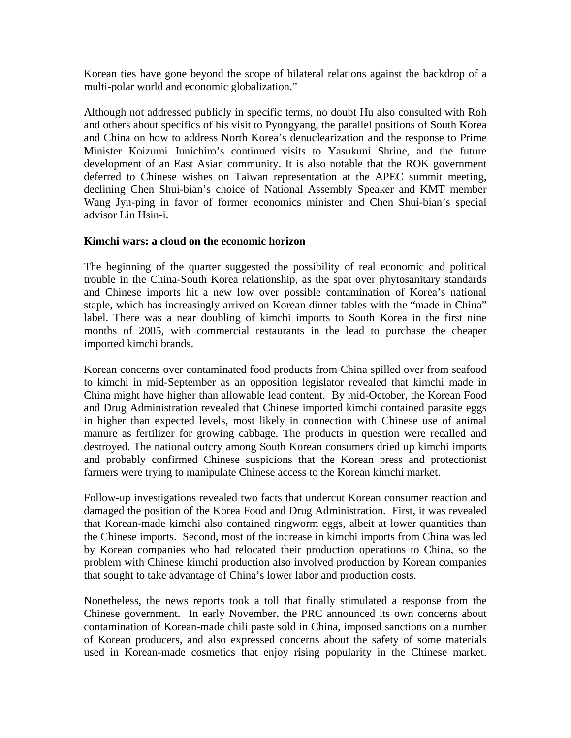Korean ties have gone beyond the scope of bilateral relations against the backdrop of a multi-polar world and economic globalization."

Although not addressed publicly in specific terms, no doubt Hu also consulted with Roh and others about specifics of his visit to Pyongyang, the parallel positions of South Korea and China on how to address North Korea's denuclearization and the response to Prime Minister Koizumi Junichiro's continued visits to Yasukuni Shrine, and the future development of an East Asian community. It is also notable that the ROK government deferred to Chinese wishes on Taiwan representation at the APEC summit meeting, declining Chen Shui-bian's choice of National Assembly Speaker and KMT member Wang Jyn-ping in favor of former economics minister and Chen Shui-bian's special advisor Lin Hsin-i.

**Kimchi wars: a cloud on the economic horizon**

The beginning of the quarter suggested the possibility of real economic and political trouble in the China-South Korea relationship, as the spat over phytosanitary standards and Chinese imports hit a new low over possible contamination of Korea's national staple, which has increasingly arrived on Korean dinner tables with the "made in China" label. There was a near doubling of kimchi imports to South Korea in the first nine months of 2005, with commercial restaurants in the lead to purchase the cheaper imported kimchi brands.

Korean concerns over contaminated food products from China spilled over from seafood to kimchi in mid-September as an opposition legislator revealed that kimchi made in China might have higher than allowable lead content. By mid-October, the Korean Food and Drug Administration revealed that Chinese imported kimchi contained parasite eggs in higher than expected levels, most likely in connection with Chinese use of animal manure as fertilizer for growing cabbage. The products in question were recalled and destroyed. The national outcry among South Korean consumers dried up kimchi imports and probably confirmed Chinese suspicions that the Korean press and protectionist farmers were trying to manipulate Chinese access to the Korean kimchi market.

Follow-up investigations revealed two facts that undercut Korean consumer reaction and damaged the position of the Korea Food and Drug Administration. First, it was revealed that Korean-made kimchi also contained ringworm eggs, albeit at lower quantities than the Chinese imports. Second, most of the increase in kimchi imports from China was led by Korean companies who had relocated their production operations to China, so the problem with Chinese kimchi production also involved production by Korean companies that sought to take advantage of China's lower labor and production costs.

Nonetheless, the news reports took a toll that finally stimulated a response from the Chinese government. In early November, the PRC announced its own concerns about contamination of Korean-made chili paste sold in China, imposed sanctions on a number of Korean producers, and also expressed concerns about the safety of some materials used in Korean-made cosmetics that enjoy rising popularity in the Chinese market.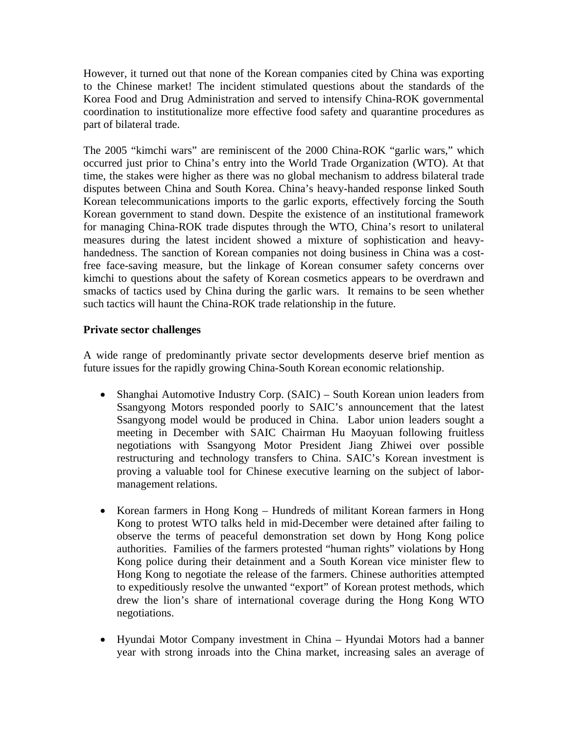However, it turned out that none of the Korean companies cited by China was exporting to the Chinese market! The incident stimulated questions about the standards of the Korea Food and Drug Administration and served to intensify China-ROK governmental coordination to institutionalize more effective food safety and quarantine procedures as part of bilateral trade.

The 2005 "kimchi wars" are reminiscent of the 2000 China-ROK "garlic wars," which occurred just prior to China's entry into the World Trade Organization (WTO). At that time, the stakes were higher as there was no global mechanism to address bilateral trade disputes between China and South Korea. China's heavy-handed response linked South Korean telecommunications imports to the garlic exports, effectively forcing the South Korean government to stand down. Despite the existence of an institutional framework for managing China-ROK trade disputes through the WTO, China's resort to unilateral measures during the latest incident showed a mixture of sophistication and heavy-handedness. The sanction of Korean companies not doing business in China was a cost-free face-saving measure, but the linkage of Korean consumer safety concerns over kimchi to questions about the safety of Korean cosmetics appears to be overdrawn and smacks of tactics used by China during the garlic wars. It remains to be seen whether such tactics will haunt the China-ROK trade relationship in the future.

**Private sector challenges**

A wide range of predominantly private sector developments deserve brief mention as future issues for the rapidly growing China-South Korean economic relationship.

- Shanghai Automotive Industry Corp. (SAIC) – South Korean union leaders from Ssangyong Motors responded poorly to SAIC's announcement that the latest Ssangyong model would be produced in China. Labor union leaders sought a meeting in December with SAIC Chairman Hu Maoyuan following fruitless negotiations with Ssangyong Motor President Jiang Zhiwei over possible restructuring and technology transfers to China. SAIC's Korean investment is proving a valuable tool for Chinese executive learning on the subject of labor-management relations.

- Korean farmers in Hong Kong – Hundreds of militant Korean farmers in Hong Kong to protest WTO talks held in mid-December were detained after failing to observe the terms of peaceful demonstration set down by Hong Kong police authorities. Families of the farmers protested "human rights" violations by Hong Kong police during their detainment and a South Korean vice minister flew to Hong Kong to negotiate the release of the farmers. Chinese authorities attempted to expeditiously resolve the unwanted "export" of Korean protest methods, which drew the lion's share of international coverage during the Hong Kong WTO negotiations.

- Hyundai Motor Company investment in China – Hyundai Motors had a banner year with strong inroads into the China market, increasing sales an average of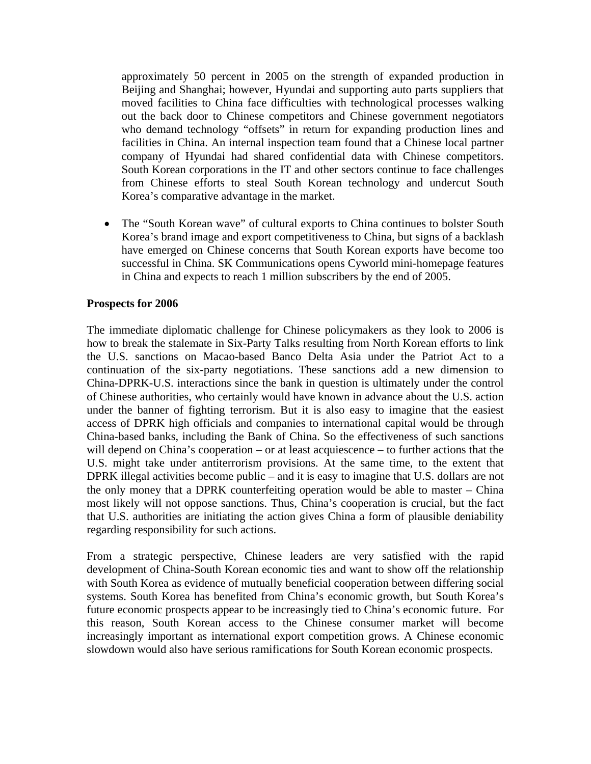approximately 50 percent in 2005 on the strength of expanded production in Beijing and Shanghai; however, Hyundai and supporting auto parts suppliers that moved facilities to China face difficulties with technological processes walking out the back door to Chinese competitors and Chinese government negotiators who demand technology "offsets" in return for expanding production lines and facilities in China. An internal inspection team found that a Chinese local partner company of Hyundai had shared confidential data with Chinese competitors. South Korean corporations in the IT and other sectors continue to face challenges from Chinese efforts to steal South Korean technology and undercut South Korea's comparative advantage in the market.

- The "South Korean wave" of cultural exports to China continues to bolster South Korea's brand image and export competitiveness to China, but signs of a backlash have emerged on Chinese concerns that South Korean exports have become too successful in China. SK Communications opens Cyworld mini-homepage features in China and expects to reach 1 million subscribers by the end of 2005.

**Prospects for 2006**

The immediate diplomatic challenge for Chinese policymakers as they look to 2006 is how to break the stalemate in Six-Party Talks resulting from North Korean efforts to link the U.S. sanctions on Macao-based Banco Delta Asia under the Patriot Act to a continuation of the six-party negotiations. These sanctions add a new dimension to China-DPRK-U.S. interactions since the bank in question is ultimately under the control of Chinese authorities, who certainly would have known in advance about the U.S. action under the banner of fighting terrorism. But it is also easy to imagine that the easiest access of DPRK high officials and companies to international capital would be through China-based banks, including the Bank of China. So the effectiveness of such sanctions will depend on China's cooperation – or at least acquiescence – to further actions that the U.S. might take under antiterrorism provisions. At the same time, to the extent that DPRK illegal activities become public – and it is easy to imagine that U.S. dollars are not the only money that a DPRK counterfeiting operation would be able to master – China most likely will not oppose sanctions. Thus, China's cooperation is crucial, but the fact that U.S. authorities are initiating the action gives China a form of plausible deniability regarding responsibility for such actions.

From a strategic perspective, Chinese leaders are very satisfied with the rapid development of China-South Korean economic ties and want to show off the relationship with South Korea as evidence of mutually beneficial cooperation between differing social systems. South Korea has benefited from China's economic growth, but South Korea's future economic prospects appear to be increasingly tied to China's economic future. For this reason, South Korean access to the Chinese consumer market will become increasingly important as international export competition grows. A Chinese economic slowdown would also have serious ramifications for South Korean economic prospects.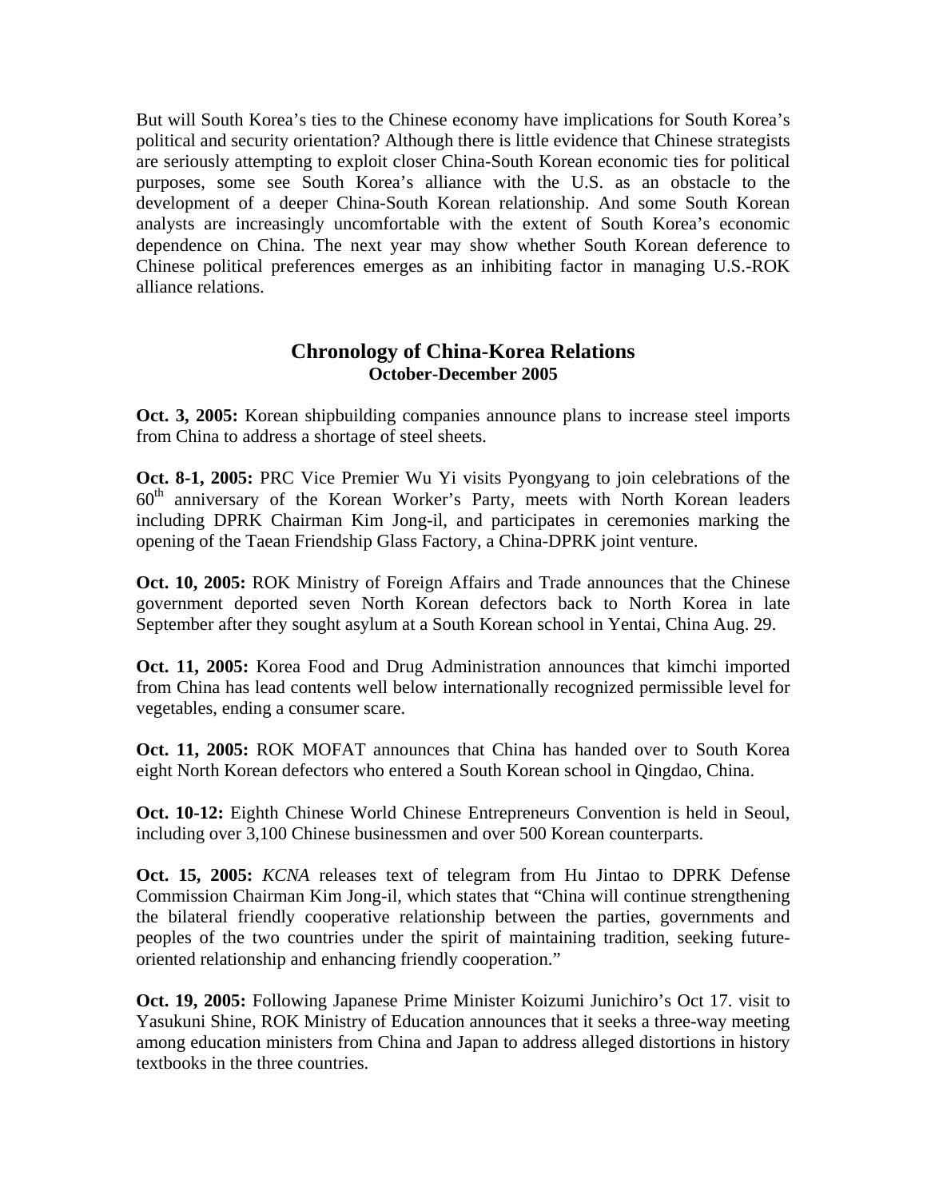But will South Korea's ties to the Chinese economy have implications for South Korea's political and security orientation? Although there is little evidence that Chinese strategists are seriously attempting to exploit closer China-South Korean economic ties for political purposes, some see South Korea's alliance with the U.S. as an obstacle to the development of a deeper China-South Korean relationship. And some South Korean analysts are increasingly uncomfortable with the extent of South Korea's economic dependence on China. The next year may show whether South Korean deference to Chinese political preferences emerges as an inhibiting factor in managing U.S.-ROK alliance relations.

## Chronology of China-Korea Relations
### October-December 2005

**Oct. 3, 2005:** Korean shipbuilding companies announce plans to increase steel imports from China to address a shortage of steel sheets.

**Oct. 8-1, 2005:** PRC Vice Premier Wu Yi visits Pyongyang to join celebrations of the 60th anniversary of the Korean Worker's Party, meets with North Korean leaders including DPRK Chairman Kim Jong-il, and participates in ceremonies marking the opening of the Taean Friendship Glass Factory, a China-DPRK joint venture.

**Oct. 10, 2005:** ROK Ministry of Foreign Affairs and Trade announces that the Chinese government deported seven North Korean defectors back to North Korea in late September after they sought asylum at a South Korean school in Yentai, China Aug. 29.

**Oct. 11, 2005:** Korea Food and Drug Administration announces that kimchi imported from China has lead contents well below internationally recognized permissible level for vegetables, ending a consumer scare.

**Oct. 11, 2005:** ROK MOFAT announces that China has handed over to South Korea eight North Korean defectors who entered a South Korean school in Qingdao, China.

**Oct. 10-12:** Eighth Chinese World Chinese Entrepreneurs Convention is held in Seoul, including over 3,100 Chinese businessmen and over 500 Korean counterparts.

**Oct. 15, 2005:** *KCNA* releases text of telegram from Hu Jintao to DPRK Defense Commission Chairman Kim Jong-il, which states that "China will continue strengthening the bilateral friendly cooperative relationship between the parties, governments and peoples of the two countries under the spirit of maintaining tradition, seeking future-oriented relationship and enhancing friendly cooperation."

**Oct. 19, 2005:** Following Japanese Prime Minister Koizumi Junichiro's Oct 17. visit to Yasukuni Shine, ROK Ministry of Education announces that it seeks a three-way meeting among education ministers from China and Japan to address alleged distortions in history textbooks in the three countries.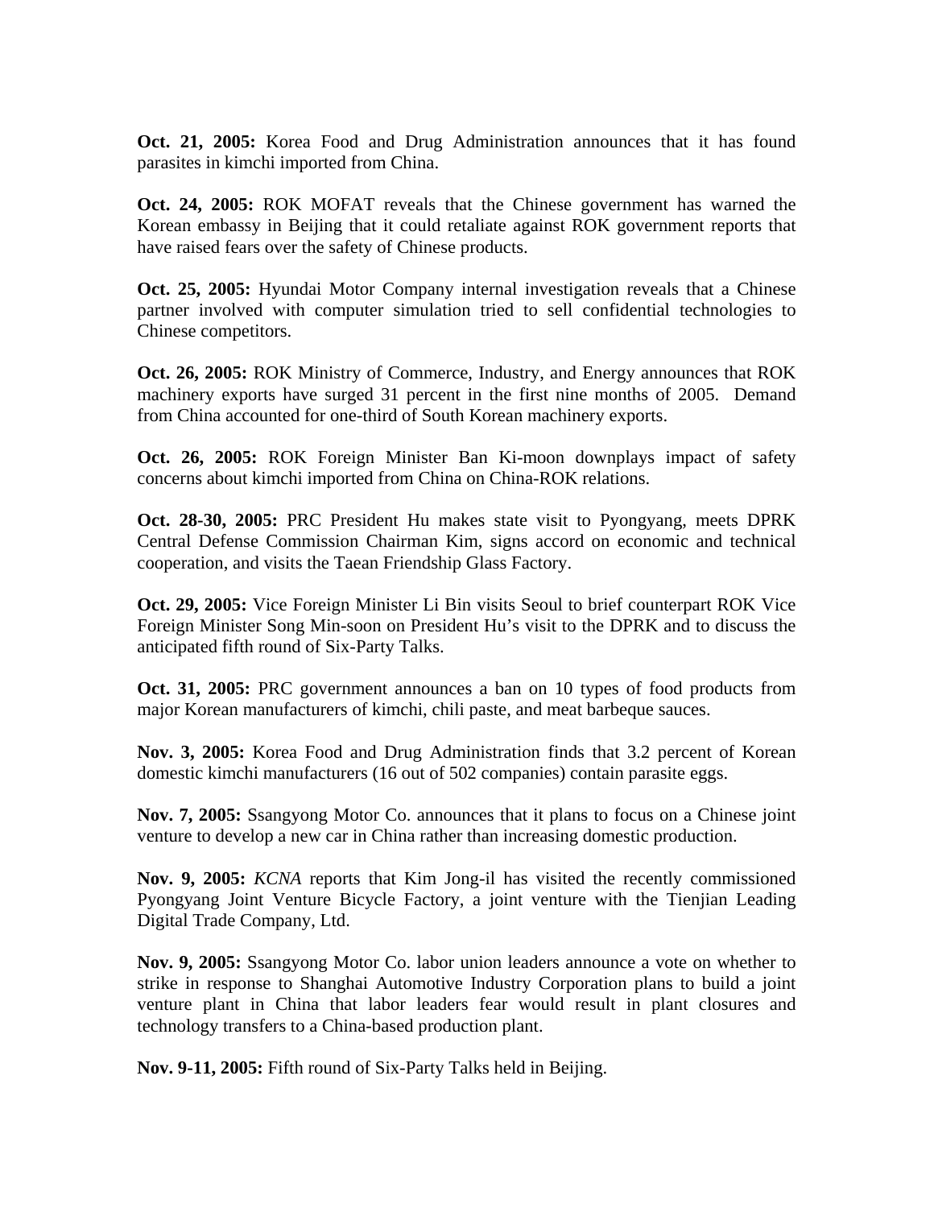**Oct. 21, 2005:** Korea Food and Drug Administration announces that it has found parasites in kimchi imported from China.

**Oct. 24, 2005:** ROK MOFAT reveals that the Chinese government has warned the Korean embassy in Beijing that it could retaliate against ROK government reports that have raised fears over the safety of Chinese products.

**Oct. 25, 2005:** Hyundai Motor Company internal investigation reveals that a Chinese partner involved with computer simulation tried to sell confidential technologies to Chinese competitors.

**Oct. 26, 2005:** ROK Ministry of Commerce, Industry, and Energy announces that ROK machinery exports have surged 31 percent in the first nine months of 2005. Demand from China accounted for one-third of South Korean machinery exports.

**Oct. 26, 2005:** ROK Foreign Minister Ban Ki-moon downplays impact of safety concerns about kimchi imported from China on China-ROK relations.

**Oct. 28-30, 2005:** PRC President Hu makes state visit to Pyongyang, meets DPRK Central Defense Commission Chairman Kim, signs accord on economic and technical cooperation, and visits the Taean Friendship Glass Factory.

**Oct. 29, 2005:** Vice Foreign Minister Li Bin visits Seoul to brief counterpart ROK Vice Foreign Minister Song Min-soon on President Hu's visit to the DPRK and to discuss the anticipated fifth round of Six-Party Talks.

**Oct. 31, 2005:** PRC government announces a ban on 10 types of food products from major Korean manufacturers of kimchi, chili paste, and meat barbeque sauces.

**Nov. 3, 2005:** Korea Food and Drug Administration finds that 3.2 percent of Korean domestic kimchi manufacturers (16 out of 502 companies) contain parasite eggs.

**Nov. 7, 2005:** Ssangyong Motor Co. announces that it plans to focus on a Chinese joint venture to develop a new car in China rather than increasing domestic production.

**Nov. 9, 2005:** *KCNA* reports that Kim Jong-il has visited the recently commissioned Pyongyang Joint Venture Bicycle Factory, a joint venture with the Tienjian Leading Digital Trade Company, Ltd.

**Nov. 9, 2005:** Ssangyong Motor Co. labor union leaders announce a vote on whether to strike in response to Shanghai Automotive Industry Corporation plans to build a joint venture plant in China that labor leaders fear would result in plant closures and technology transfers to a China-based production plant.

**Nov. 9-11, 2005:** Fifth round of Six-Party Talks held in Beijing.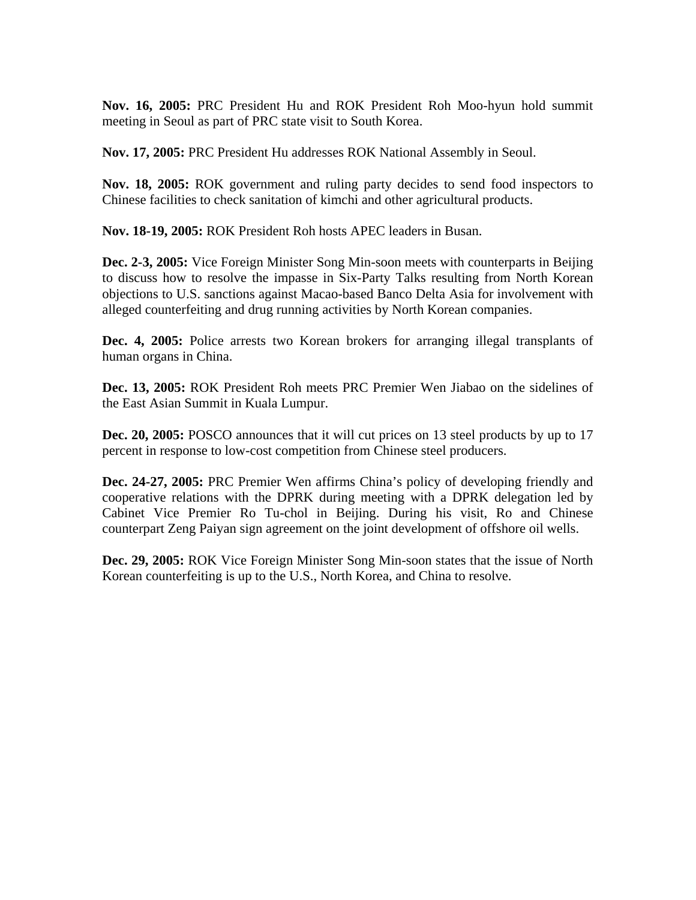**Nov. 16, 2005:** PRC President Hu and ROK President Roh Moo-hyun hold summit meeting in Seoul as part of PRC state visit to South Korea.

**Nov. 17, 2005:** PRC President Hu addresses ROK National Assembly in Seoul.

**Nov. 18, 2005:** ROK government and ruling party decides to send food inspectors to Chinese facilities to check sanitation of kimchi and other agricultural products.

**Nov. 18-19, 2005:** ROK President Roh hosts APEC leaders in Busan.

**Dec. 2-3, 2005:** Vice Foreign Minister Song Min-soon meets with counterparts in Beijing to discuss how to resolve the impasse in Six-Party Talks resulting from North Korean objections to U.S. sanctions against Macao-based Banco Delta Asia for involvement with alleged counterfeiting and drug running activities by North Korean companies.

**Dec. 4, 2005:** Police arrests two Korean brokers for arranging illegal transplants of human organs in China.

**Dec. 13, 2005:** ROK President Roh meets PRC Premier Wen Jiabao on the sidelines of the East Asian Summit in Kuala Lumpur.

**Dec. 20, 2005:** POSCO announces that it will cut prices on 13 steel products by up to 17 percent in response to low-cost competition from Chinese steel producers.

**Dec. 24-27, 2005:** PRC Premier Wen affirms China's policy of developing friendly and cooperative relations with the DPRK during meeting with a DPRK delegation led by Cabinet Vice Premier Ro Tu-chol in Beijing. During his visit, Ro and Chinese counterpart Zeng Paiyan sign agreement on the joint development of offshore oil wells.

**Dec. 29, 2005:** ROK Vice Foreign Minister Song Min-soon states that the issue of North Korean counterfeiting is up to the U.S., North Korea, and China to resolve.